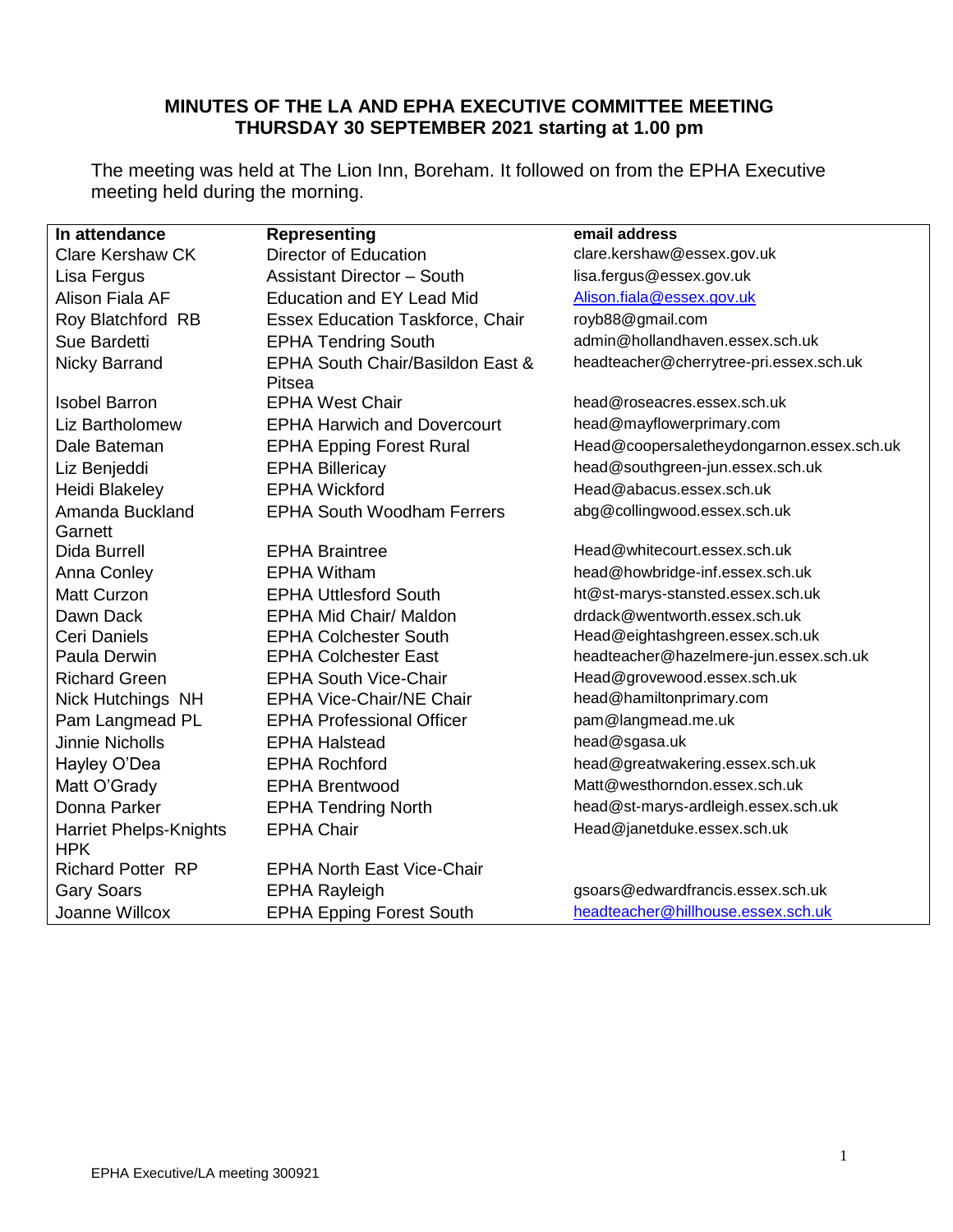**MINUTES OF THE LA AND EPHA EXECUTIVE COMMITTEE MEETING**
**THURSDAY 30 SEPTEMBER 2021 starting at 1.00 pm**

The meeting was held at The Lion Inn, Boreham. It followed on from the EPHA Executive meeting held during the morning.

| In attendance | Representing | email address |
|---|---|---|
| Clare Kershaw CK | Director of Education | clare.kershaw@essex.gov.uk |
| Lisa Fergus | Assistant Director – South | lisa.fergus@essex.gov.uk |
| Alison Fiala AF | Education and EY Lead Mid | Alison.fiala@essex.gov.uk |
| Roy Blatchford RB | Essex Education Taskforce, Chair | royb88@gmail.com |
| Sue Bardetti | EPHA Tendring South | admin@hollandhaven.essex.sch.uk |
| Nicky Barrand | EPHA South Chair/Basildon East & Pitsea | headteacher@cherrytree-pri.essex.sch.uk |
| Isobel Barron | EPHA West Chair | head@roseacres.essex.sch.uk |
| Liz Bartholomew | EPHA Harwich and Dovercourt | head@mayflowerprimary.com |
| Dale Bateman | EPHA Epping Forest Rural | Head@coopersaletheydongarnon.essex.sch.uk |
| Liz Benjeddi | EPHA Billericay | head@southgreen-jun.essex.sch.uk |
| Heidi Blakeley | EPHA Wickford | Head@abacus.essex.sch.uk |
| Amanda Buckland Garnett | EPHA South Woodham Ferrers | abg@collingwood.essex.sch.uk |
| Dida Burrell | EPHA Braintree | Head@whitecourt.essex.sch.uk |
| Anna Conley | EPHA Witham | head@howbridge-inf.essex.sch.uk |
| Matt Curzon | EPHA Uttlesford South | ht@st-marys-stansted.essex.sch.uk |
| Dawn Dack | EPHA Mid Chair/ Maldon | drdack@wentworth.essex.sch.uk |
| Ceri Daniels | EPHA Colchester South | Head@eightashgreen.essex.sch.uk |
| Paula Derwin | EPHA Colchester East | headteacher@hazelmere-jun.essex.sch.uk |
| Richard Green | EPHA South Vice-Chair | Head@grovewood.essex.sch.uk |
| Nick Hutchings NH | EPHA Vice-Chair/NE Chair | head@hamiltonprimary.com |
| Pam Langmead PL | EPHA Professional Officer | pam@langmead.me.uk |
| Jinnie Nicholls | EPHA Halstead | head@sgasa.uk |
| Hayley O'Dea | EPHA Rochford | head@greatwakering.essex.sch.uk |
| Matt O'Grady | EPHA Brentwood | Matt@westhorndon.essex.sch.uk |
| Donna Parker | EPHA Tendring North | head@st-marys-ardleigh.essex.sch.uk |
| Harriet Phelps-Knights HPK | EPHA Chair | Head@janetduke.essex.sch.uk |
| Richard Potter RP | EPHA North East Vice-Chair | |
| Gary Soars | EPHA Rayleigh | gsoars@edwardfrancis.essex.sch.uk |
| Joanne Willcox | EPHA Epping Forest South | headteacher@hillhouse.essex.sch.uk |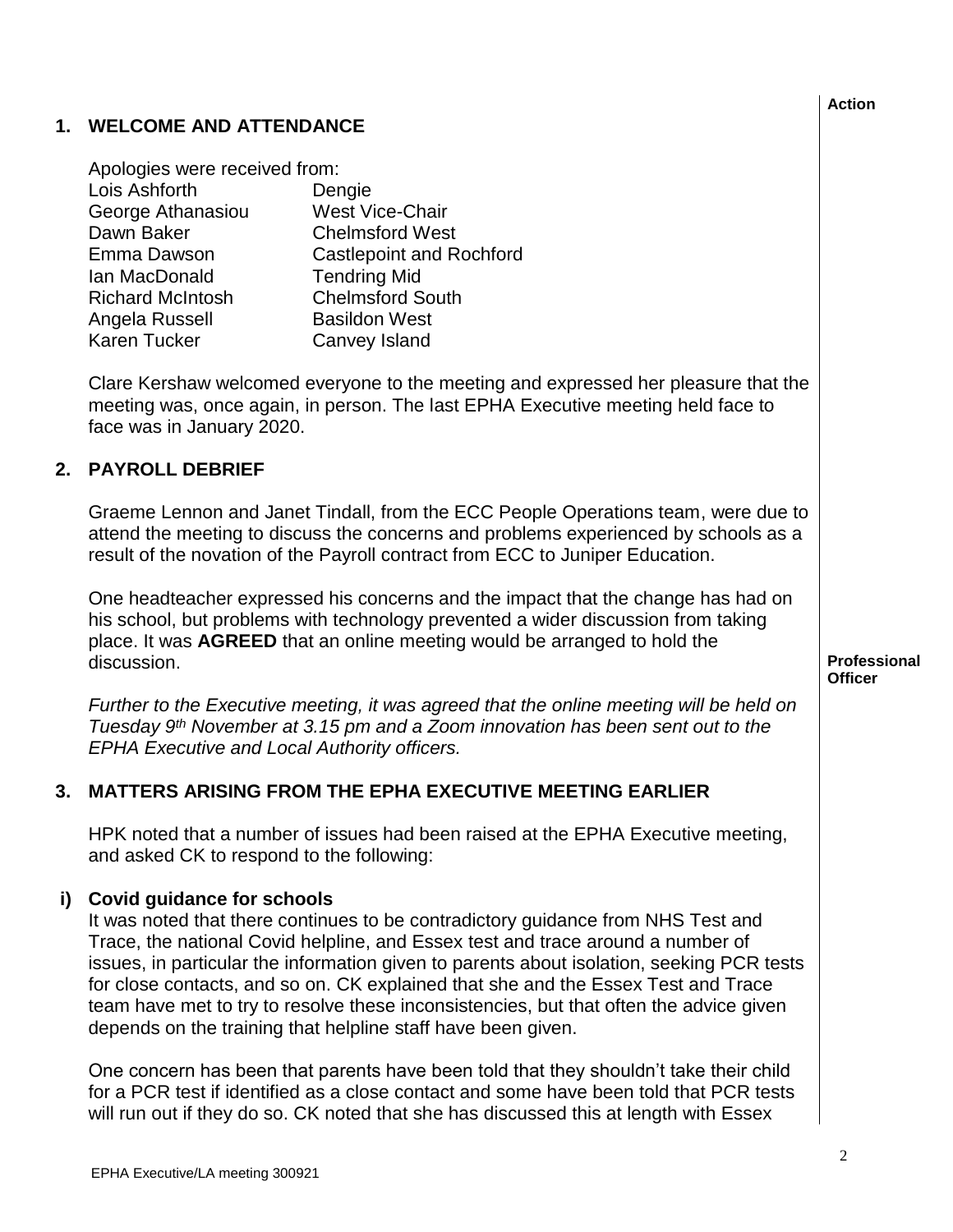**Action**

## 1. WELCOME AND ATTENDANCE

Apologies were received from:

| | |
|---|---|
| Lois Ashforth | Dengie |
| George Athanasiou | West Vice-Chair |
| Dawn Baker | Chelmsford West |
| Emma Dawson | Castlepoint and Rochford |
| Ian MacDonald | Tendring Mid |
| Richard McIntosh | Chelmsford South |
| Angela Russell | Basildon West |
| Karen Tucker | Canvey Island |

Clare Kershaw welcomed everyone to the meeting and expressed her pleasure that the meeting was, once again, in person. The last EPHA Executive meeting held face to face was in January 2020.

## 2. PAYROLL DEBRIEF

Graeme Lennon and Janet Tindall, from the ECC People Operations team, were due to attend the meeting to discuss the concerns and problems experienced by schools as a result of the novation of the Payroll contract from ECC to Juniper Education.

One headteacher expressed his concerns and the impact that the change has had on his school, but problems with technology prevented a wider discussion from taking place. It was **AGREED** that an online meeting would be arranged to hold the discussion. — **Action: Professional Officer**

*Further to the Executive meeting, it was agreed that the online meeting will be held on Tuesday 9th November at 3.15 pm and a Zoom innovation has been sent out to the EPHA Executive and Local Authority officers.*

## 3. MATTERS ARISING FROM THE EPHA EXECUTIVE MEETING EARLIER

HPK noted that a number of issues had been raised at the EPHA Executive meeting, and asked CK to respond to the following:

### i) Covid guidance for schools

It was noted that there continues to be contradictory guidance from NHS Test and Trace, the national Covid helpline, and Essex test and trace around a number of issues, in particular the information given to parents about isolation, seeking PCR tests for close contacts, and so on. CK explained that she and the Essex Test and Trace team have met to try to resolve these inconsistencies, but that often the advice given depends on the training that helpline staff have been given.

One concern has been that parents have been told that they shouldn't take their child for a PCR test if identified as a close contact and some have been told that PCR tests will run out if they do so. CK noted that she has discussed this at length with Essex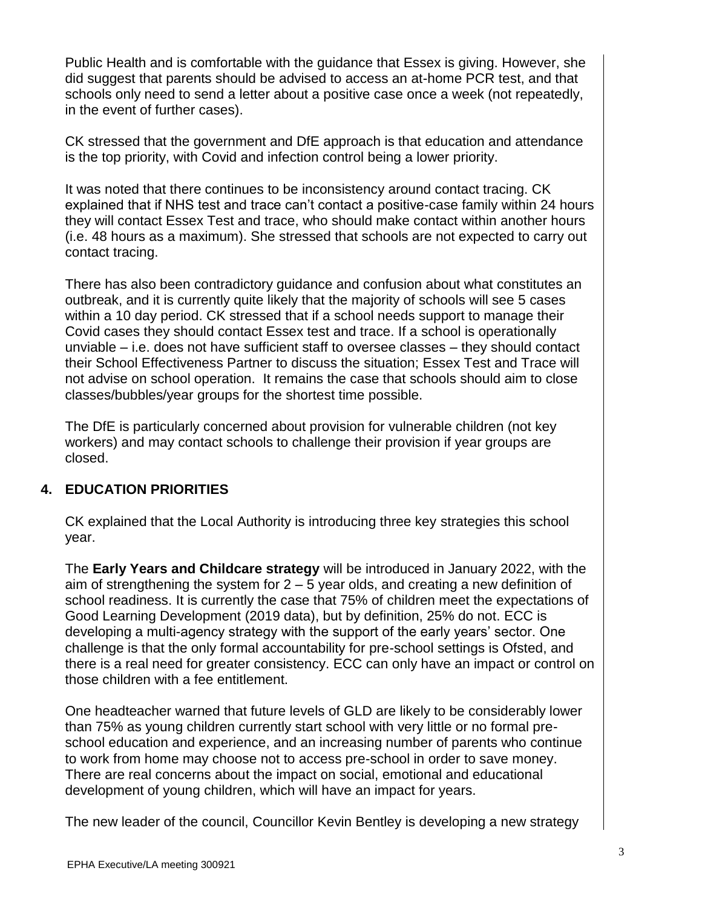Public Health and is comfortable with the guidance that Essex is giving. However, she did suggest that parents should be advised to access an at-home PCR test, and that schools only need to send a letter about a positive case once a week (not repeatedly, in the event of further cases).

CK stressed that the government and DfE approach is that education and attendance is the top priority, with Covid and infection control being a lower priority.

It was noted that there continues to be inconsistency around contact tracing. CK explained that if NHS test and trace can't contact a positive-case family within 24 hours they will contact Essex Test and trace, who should make contact within another hours (i.e. 48 hours as a maximum). She stressed that schools are not expected to carry out contact tracing.

There has also been contradictory guidance and confusion about what constitutes an outbreak, and it is currently quite likely that the majority of schools will see 5 cases within a 10 day period. CK stressed that if a school needs support to manage their Covid cases they should contact Essex test and trace. If a school is operationally unviable – i.e. does not have sufficient staff to oversee classes – they should contact their School Effectiveness Partner to discuss the situation; Essex Test and Trace will not advise on school operation. It remains the case that schools should aim to close classes/bubbles/year groups for the shortest time possible.

The DfE is particularly concerned about provision for vulnerable children (not key workers) and may contact schools to challenge their provision if year groups are closed.

## 4. EDUCATION PRIORITIES

CK explained that the Local Authority is introducing three key strategies this school year.

The **Early Years and Childcare strategy** will be introduced in January 2022, with the aim of strengthening the system for 2 – 5 year olds, and creating a new definition of school readiness. It is currently the case that 75% of children meet the expectations of Good Learning Development (2019 data), but by definition, 25% do not. ECC is developing a multi-agency strategy with the support of the early years' sector. One challenge is that the only formal accountability for pre-school settings is Ofsted, and there is a real need for greater consistency. ECC can only have an impact or control on those children with a fee entitlement.

One headteacher warned that future levels of GLD are likely to be considerably lower than 75% as young children currently start school with very little or no formal pre-school education and experience, and an increasing number of parents who continue to work from home may choose not to access pre-school in order to save money. There are real concerns about the impact on social, emotional and educational development of young children, which will have an impact for years.

The new leader of the council, Councillor Kevin Bentley is developing a new strategy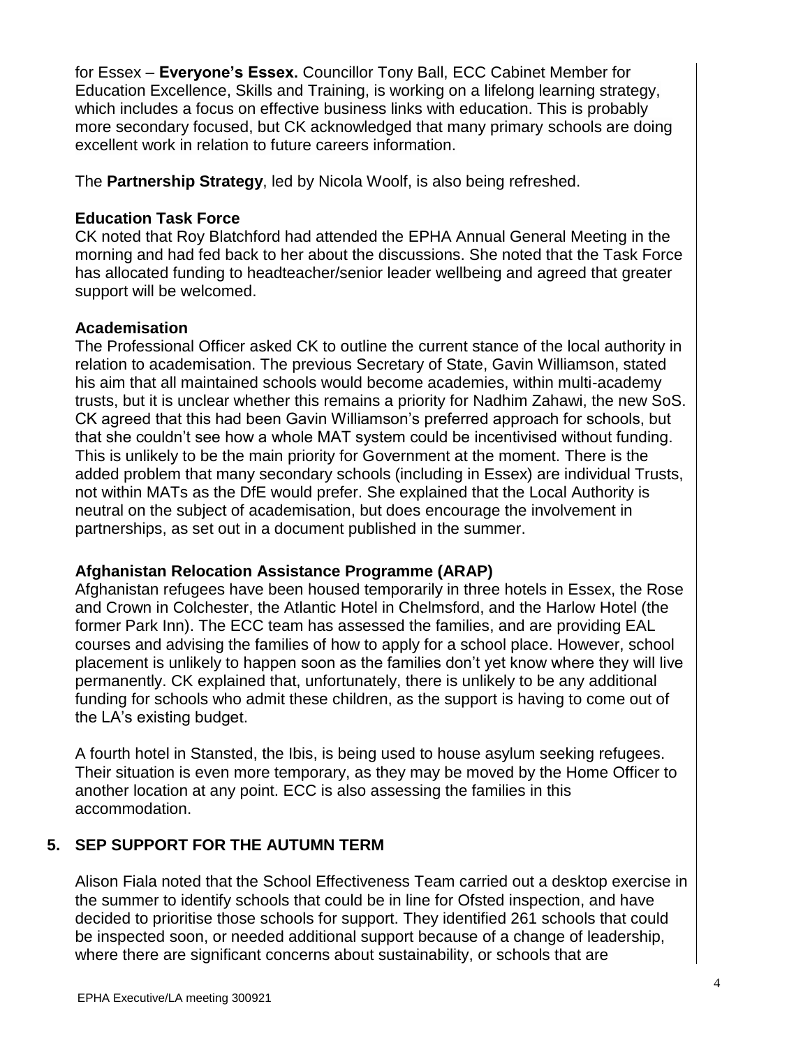for Essex – **Everyone's Essex.** Councillor Tony Ball, ECC Cabinet Member for Education Excellence, Skills and Training, is working on a lifelong learning strategy, which includes a focus on effective business links with education. This is probably more secondary focused, but CK acknowledged that many primary schools are doing excellent work in relation to future careers information.

The **Partnership Strategy**, led by Nicola Woolf, is also being refreshed.

**Education Task Force**

CK noted that Roy Blatchford had attended the EPHA Annual General Meeting in the morning and had fed back to her about the discussions. She noted that the Task Force has allocated funding to headteacher/senior leader wellbeing and agreed that greater support will be welcomed.

**Academisation**

The Professional Officer asked CK to outline the current stance of the local authority in relation to academisation. The previous Secretary of State, Gavin Williamson, stated his aim that all maintained schools would become academies, within multi-academy trusts, but it is unclear whether this remains a priority for Nadhim Zahawi, the new SoS. CK agreed that this had been Gavin Williamson's preferred approach for schools, but that she couldn't see how a whole MAT system could be incentivised without funding. This is unlikely to be the main priority for Government at the moment. There is the added problem that many secondary schools (including in Essex) are individual Trusts, not within MATs as the DfE would prefer. She explained that the Local Authority is neutral on the subject of academisation, but does encourage the involvement in partnerships, as set out in a document published in the summer.

**Afghanistan Relocation Assistance Programme (ARAP)**

Afghanistan refugees have been housed temporarily in three hotels in Essex, the Rose and Crown in Colchester, the Atlantic Hotel in Chelmsford, and the Harlow Hotel (the former Park Inn). The ECC team has assessed the families, and are providing EAL courses and advising the families of how to apply for a school place. However, school placement is unlikely to happen soon as the families don't yet know where they will live permanently. CK explained that, unfortunately, there is unlikely to be any additional funding for schools who admit these children, as the support is having to come out of the LA's existing budget.

A fourth hotel in Stansted, the Ibis, is being used to house asylum seeking refugees. Their situation is even more temporary, as they may be moved by the Home Officer to another location at any point. ECC is also assessing the families in this accommodation.

## 5. SEP SUPPORT FOR THE AUTUMN TERM

Alison Fiala noted that the School Effectiveness Team carried out a desktop exercise in the summer to identify schools that could be in line for Ofsted inspection, and have decided to prioritise those schools for support. They identified 261 schools that could be inspected soon, or needed additional support because of a change of leadership, where there are significant concerns about sustainability, or schools that are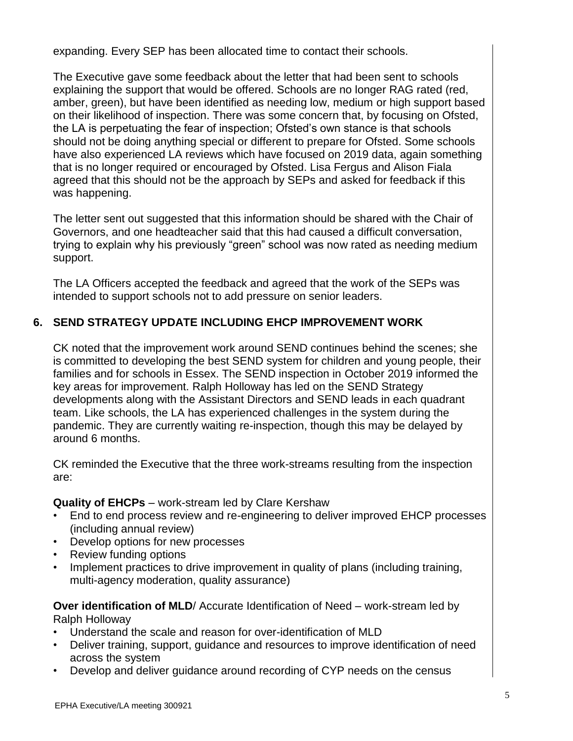expanding. Every SEP has been allocated time to contact their schools.

The Executive gave some feedback about the letter that had been sent to schools explaining the support that would be offered. Schools are no longer RAG rated (red, amber, green), but have been identified as needing low, medium or high support based on their likelihood of inspection. There was some concern that, by focusing on Ofsted, the LA is perpetuating the fear of inspection; Ofsted's own stance is that schools should not be doing anything special or different to prepare for Ofsted. Some schools have also experienced LA reviews which have focused on 2019 data, again something that is no longer required or encouraged by Ofsted. Lisa Fergus and Alison Fiala agreed that this should not be the approach by SEPs and asked for feedback if this was happening.

The letter sent out suggested that this information should be shared with the Chair of Governors, and one headteacher said that this had caused a difficult conversation, trying to explain why his previously "green" school was now rated as needing medium support.

The LA Officers accepted the feedback and agreed that the work of the SEPs was intended to support schools not to add pressure on senior leaders.

## 6. SEND STRATEGY UPDATE INCLUDING EHCP IMPROVEMENT WORK

CK noted that the improvement work around SEND continues behind the scenes; she is committed to developing the best SEND system for children and young people, their families and for schools in Essex. The SEND inspection in October 2019 informed the key areas for improvement. Ralph Holloway has led on the SEND Strategy developments along with the Assistant Directors and SEND leads in each quadrant team. Like schools, the LA has experienced challenges in the system during the pandemic. They are currently waiting re-inspection, though this may be delayed by around 6 months.

CK reminded the Executive that the three work-streams resulting from the inspection are:

**Quality of EHCPs** – work-stream led by Clare Kershaw

- End to end process review and re-engineering to deliver improved EHCP processes (including annual review)
- Develop options for new processes
- Review funding options
- Implement practices to drive improvement in quality of plans (including training, multi-agency moderation, quality assurance)

**Over identification of MLD**/ Accurate Identification of Need – work-stream led by Ralph Holloway

- Understand the scale and reason for over-identification of MLD
- Deliver training, support, guidance and resources to improve identification of need across the system
- Develop and deliver guidance around recording of CYP needs on the census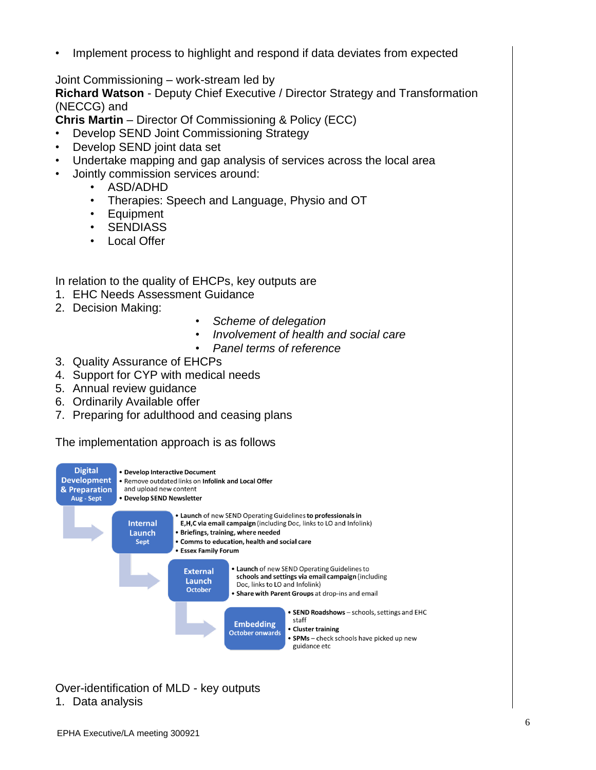- Implement process to highlight and respond if data deviates from expected

Joint Commissioning – work-stream led by
**Richard Watson** - Deputy Chief Executive / Director Strategy and Transformation (NECCG) and
**Chris Martin** – Director Of Commissioning & Policy (ECC)

- Develop SEND Joint Commissioning Strategy
- Develop SEND joint data set
- Undertake mapping and gap analysis of services across the local area
- Jointly commission services around:
  - ASD/ADHD
  - Therapies: Speech and Language, Physio and OT
  - Equipment
  - SENDIASS
  - Local Offer

In relation to the quality of EHCPs, key outputs are

1. EHC Needs Assessment Guidance
2. Decision Making:
   - *Scheme of delegation*
   - *Involvement of health and social care*
   - *Panel terms of reference*
3. Quality Assurance of EHCPs
4. Support for CYP with medical needs
5. Annual review guidance
6. Ordinarily Available offer
7. Preparing for adulthood and ceasing plans

The implementation approach is as follows

**Digital Development & Preparation** (Aug - Sept)
- **Develop Interactive Document**
- Remove outdated links on **Infolink and Local Offer** and upload new content
- **Develop SEND Newsletter**

**Internal Launch** (Sept)
- **Launch** of new SEND Operating Guidelines **to professionals in E,H,C via email campaign** (including Doc, links to LO and Infolink)
- **Briefings, training, where needed**
- **Comms to education, health and social care**
- **Essex Family Forum**

**External Launch** (October)
- **Launch** of new SEND Operating Guidelines to **schools and settings via email campaign** (including Doc, links to LO and Infolink)
- **Share with Parent Groups** at drop-ins and email

**Embedding** (October onwards)
- **SEND Roadshows** – schools, settings and EHC staff
- **Cluster training**
- **SPMs** – check schools have picked up new guidance etc

Over-identification of MLD - key outputs

1. Data analysis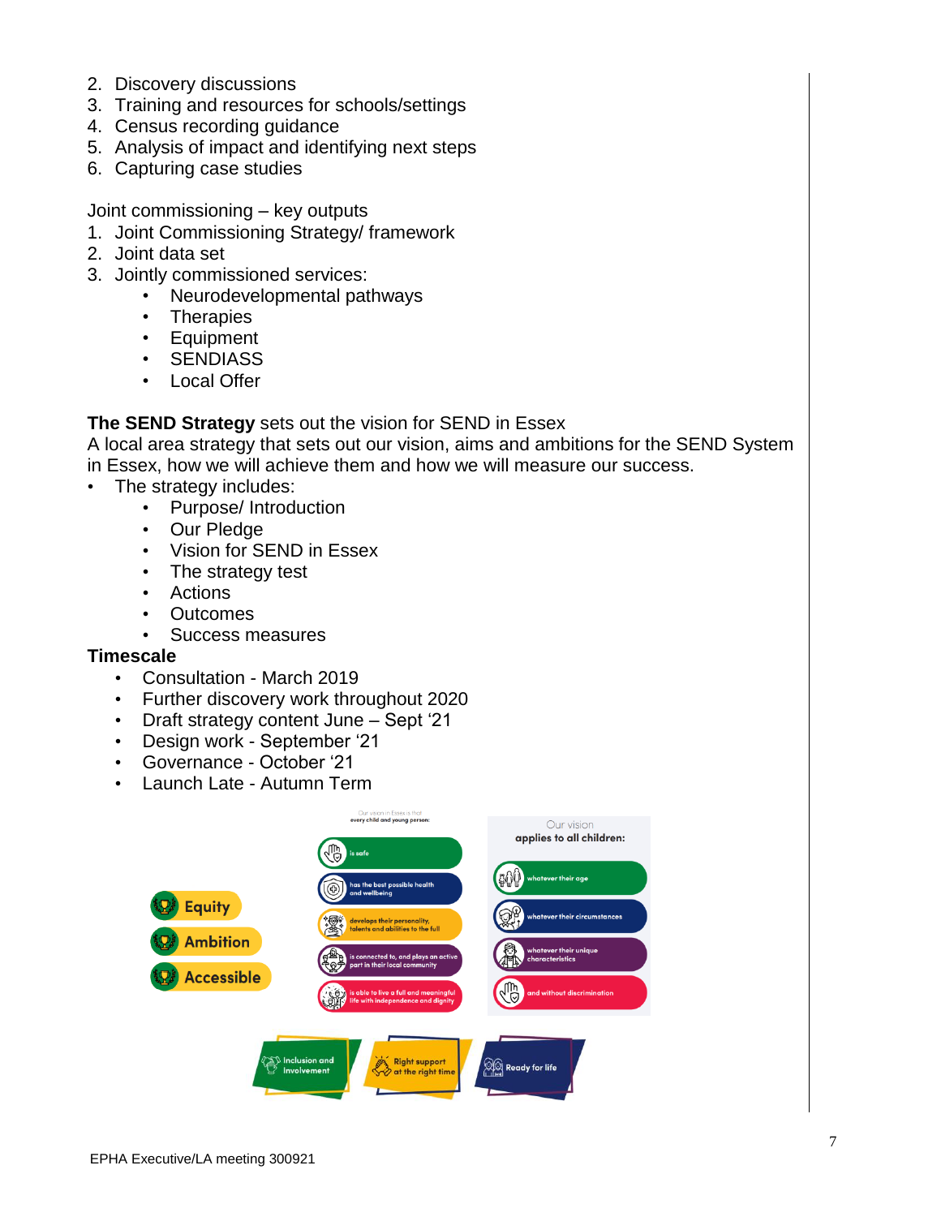2. Discovery discussions
3. Training and resources for schools/settings
4. Census recording guidance
5. Analysis of impact and identifying next steps
6. Capturing case studies

Joint commissioning – key outputs

1. Joint Commissioning Strategy/ framework
2. Joint data set
3. Jointly commissioned services:
    - Neurodevelopmental pathways
    - Therapies
    - Equipment
    - SENDIASS
    - Local Offer

**The SEND Strategy** sets out the vision for SEND in Essex

A local area strategy that sets out our vision, aims and ambitions for the SEND System in Essex, how we will achieve them and how we will measure our success.

- The strategy includes:
    - Purpose/ Introduction
    - Our Pledge
    - Vision for SEND in Essex
    - The strategy test
    - Actions
    - Outcomes
    - Success measures

**Timescale**

- Consultation - March 2019
- Further discovery work throughout 2020
- Draft strategy content June – Sept '21
- Design work - September '21
- Governance - October '21
- Launch Late - Autumn Term

Equity
Ambition
Accessible

Our vision in Essex is that every child and young person:

- is safe
- has the best possible health and wellbeing
- develops their personality, talents and abilities to the full
- is connected to, and plays an active part in their local community
- is able to live a full and meaningful life with independence and dignity

Our vision applies to all children:

- whatever their age
- whatever their circumstances
- whatever their unique characteristics
- and without discrimination

Inclusion and Involvement | Right support at the right time | Ready for life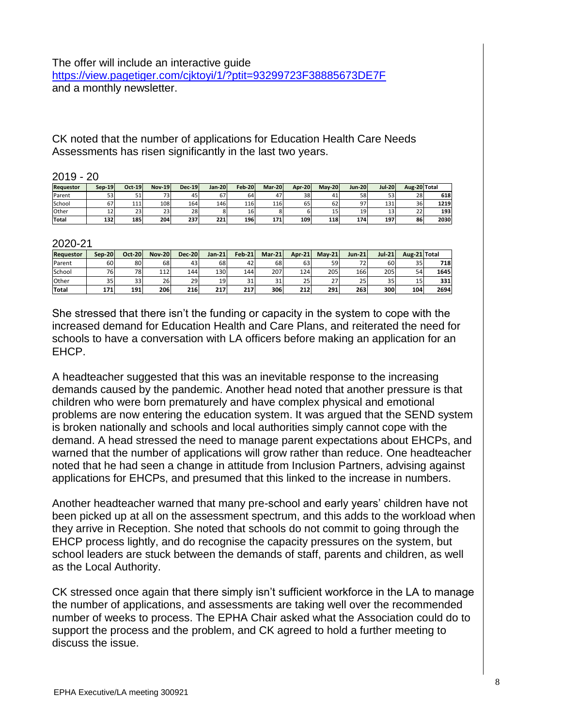The offer will include an interactive guide
https://view.pagetiger.com/cjktoyi/1/?ptit=93299723F38885673DE7F
and a monthly newsletter.

CK noted that the number of applications for Education Health Care Needs Assessments has risen significantly in the last two years.

2019 - 20

| Requestor | Sep-19 | Oct-19 | Nov-19 | Dec-19 | Jan-20 | Feb-20 | Mar-20 | Apr-20 | May-20 | Jun-20 | Jul-20 | Aug-20 | Total |
|---|---|---|---|---|---|---|---|---|---|---|---|---|---|
| Parent | 53 | 51 | 73 | 45 | 67 | 64 | 47 | 38 | 41 | 58 | 53 | 28 | 618 |
| School | 67 | 111 | 108 | 164 | 146 | 116 | 116 | 65 | 62 | 97 | 131 | 36 | 1219 |
| Other | 12 | 23 | 23 | 28 | 8 | 16 | 8 | 6 | 15 | 19 | 13 | 22 | 193 |
| Total | 132 | 185 | 204 | 237 | 221 | 196 | 171 | 109 | 118 | 174 | 197 | 86 | 2030 |

2020-21

| Requestor | Sep-20 | Oct-20 | Nov-20 | Dec-20 | Jan-21 | Feb-21 | Mar-21 | Apr-21 | May-21 | Jun-21 | Jul-21 | Aug-21 | Total |
|---|---|---|---|---|---|---|---|---|---|---|---|---|---|
| Parent | 60 | 80 | 68 | 43 | 68 | 42 | 68 | 63 | 59 | 72 | 60 | 35 | 718 |
| School | 76 | 78 | 112 | 144 | 130 | 144 | 207 | 124 | 205 | 166 | 205 | 54 | 1645 |
| Other | 35 | 33 | 26 | 29 | 19 | 31 | 31 | 25 | 27 | 25 | 35 | 15 | 331 |
| Total | 171 | 191 | 206 | 216 | 217 | 217 | 306 | 212 | 291 | 263 | 300 | 104 | 2694 |

She stressed that there isn't the funding or capacity in the system to cope with the increased demand for Education Health and Care Plans, and reiterated the need for schools to have a conversation with LA officers before making an application for an EHCP.

A headteacher suggested that this was an inevitable response to the increasing demands caused by the pandemic. Another head noted that another pressure is that children who were born prematurely and have complex physical and emotional problems are now entering the education system. It was argued that the SEND system is broken nationally and schools and local authorities simply cannot cope with the demand. A head stressed the need to manage parent expectations about EHCPs, and warned that the number of applications will grow rather than reduce. One headteacher noted that he had seen a change in attitude from Inclusion Partners, advising against applications for EHCPs, and presumed that this linked to the increase in numbers.

Another headteacher warned that many pre-school and early years' children have not been picked up at all on the assessment spectrum, and this adds to the workload when they arrive in Reception. She noted that schools do not commit to going through the EHCP process lightly, and do recognise the capacity pressures on the system, but school leaders are stuck between the demands of staff, parents and children, as well as the Local Authority.

CK stressed once again that there simply isn't sufficient workforce in the LA to manage the number of applications, and assessments are taking well over the recommended number of weeks to process. The EPHA Chair asked what the Association could do to support the process and the problem, and CK agreed to hold a further meeting to discuss the issue.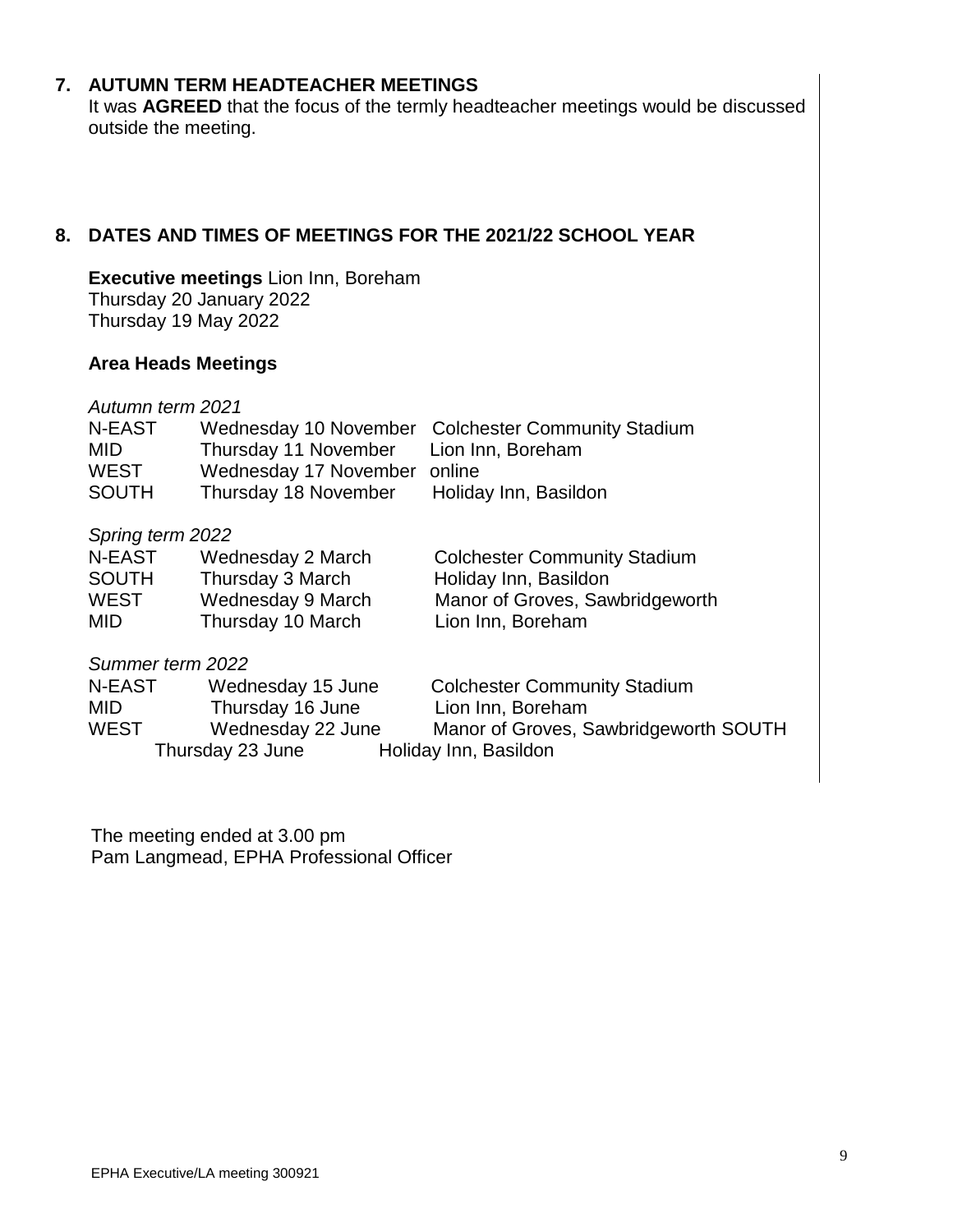## 7. AUTUMN TERM HEADTEACHER MEETINGS

It was **AGREED** that the focus of the termly headteacher meetings would be discussed outside the meeting.

## 8. DATES AND TIMES OF MEETINGS FOR THE 2021/22 SCHOOL YEAR

**Executive meetings** Lion Inn, Boreham
Thursday 20 January 2022
Thursday 19 May 2022

**Area Heads Meetings**

*Autumn term 2021*

| | | |
|---|---|---|
| N-EAST | Wednesday 10 November | Colchester Community Stadium |
| MID | Thursday 11 November | Lion Inn, Boreham |
| WEST | Wednesday 17 November | online |
| SOUTH | Thursday 18 November | Holiday Inn, Basildon |

*Spring term 2022*

| | | |
|---|---|---|
| N-EAST | Wednesday 2 March | Colchester Community Stadium |
| SOUTH | Thursday 3 March | Holiday Inn, Basildon |
| WEST | Wednesday 9 March | Manor of Groves, Sawbridgeworth |
| MID | Thursday 10 March | Lion Inn, Boreham |

*Summer term 2022*

| | | |
|---|---|---|
| N-EAST | Wednesday 15 June | Colchester Community Stadium |
| MID | Thursday 16 June | Lion Inn, Boreham |
| WEST | Wednesday 22 June | Manor of Groves, Sawbridgeworth |
| SOUTH | Thursday 23 June | Holiday Inn, Basildon |

The meeting ended at 3.00 pm
Pam Langmead, EPHA Professional Officer